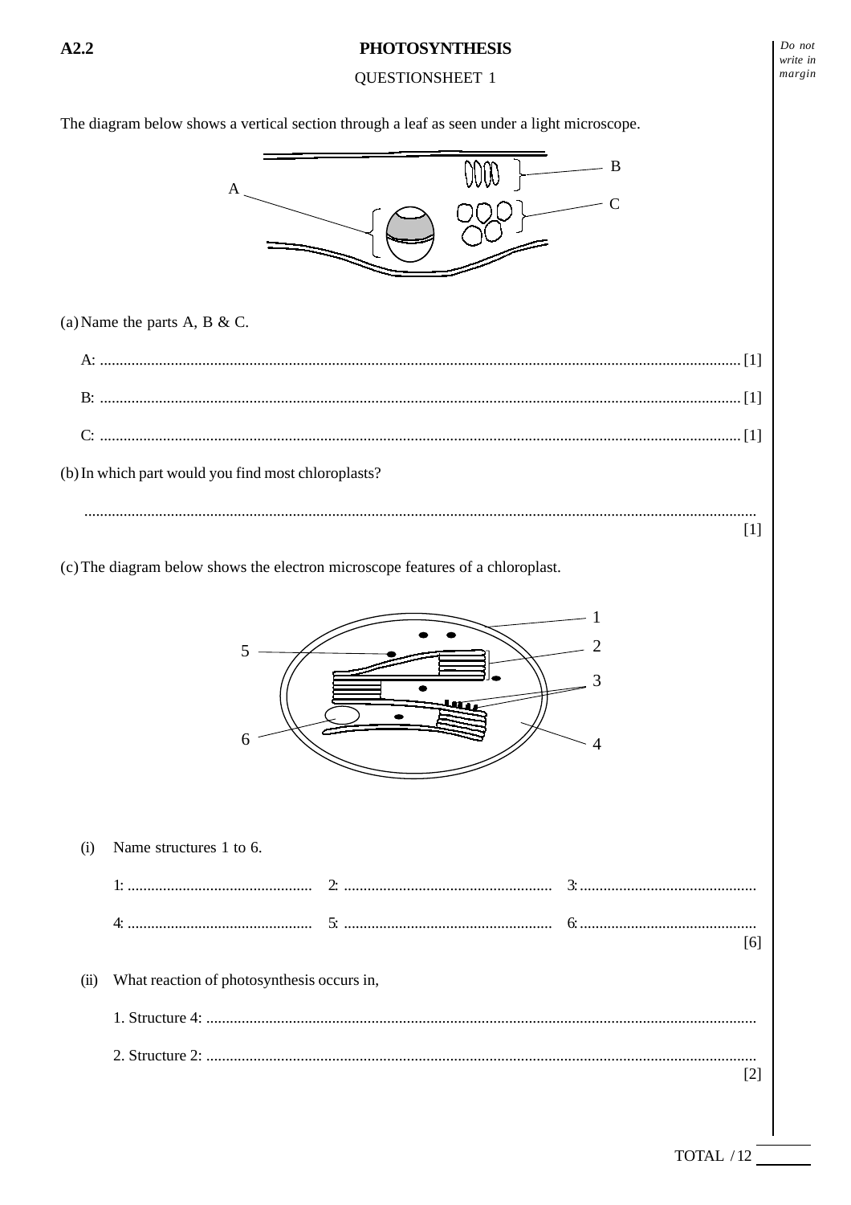**A2.2**

# PHOTOSYNTHESIS

QUESTIONSHEET 1

The diagram below shows a vertical section through a leaf as seen under a light microscope.

(a) Name the parts A, B & C.

A: .................................................................................................................................................. [1]

B: .................................................................................................................................................. [1]

C: .................................................................................................................................................. [1]

(b) In which part would you find most chloroplasts?

..........................................................................................................................................................
[1]

(c) The diagram below shows the electron microscope features of a chloroplast.

(i) Name structures 1 to 6.

1: ............................................... 2: ..................................................... 3: .............................................

4: ............................................... 5: ..................................................... 6: .............................................
[6]

(ii) What reaction of photosynthesis occurs in,

1. Structure 4: ...........................................................................................................................................

2. Structure 2: ...........................................................................................................................................
[2]

TOTAL / 12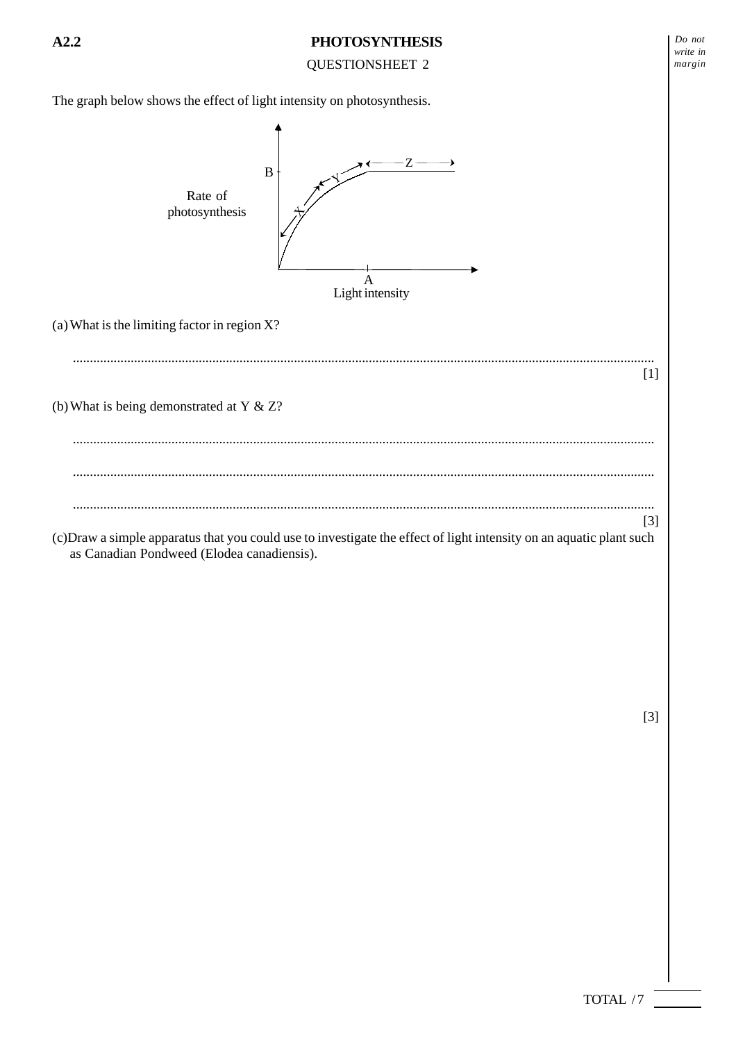A2.2

# PHOTOSYNTHESIS

QUESTIONSHEET 2

The graph below shows the effect of light intensity on photosynthesis.

Rate of photosynthesis

B

X Y Z

A

Light intensity

(a) What is the limiting factor in region X?

..........................................................................................................................................................

[1]

(b) What is being demonstrated at Y & Z?

..........................................................................................................................................................

..........................................................................................................................................................

..........................................................................................................................................................

[3]

(c) Draw a simple apparatus that you could use to investigate the effect of light intensity on an aquatic plant such as Canadian Pondweed (Elodea canadiensis).

[3]

TOTAL / 7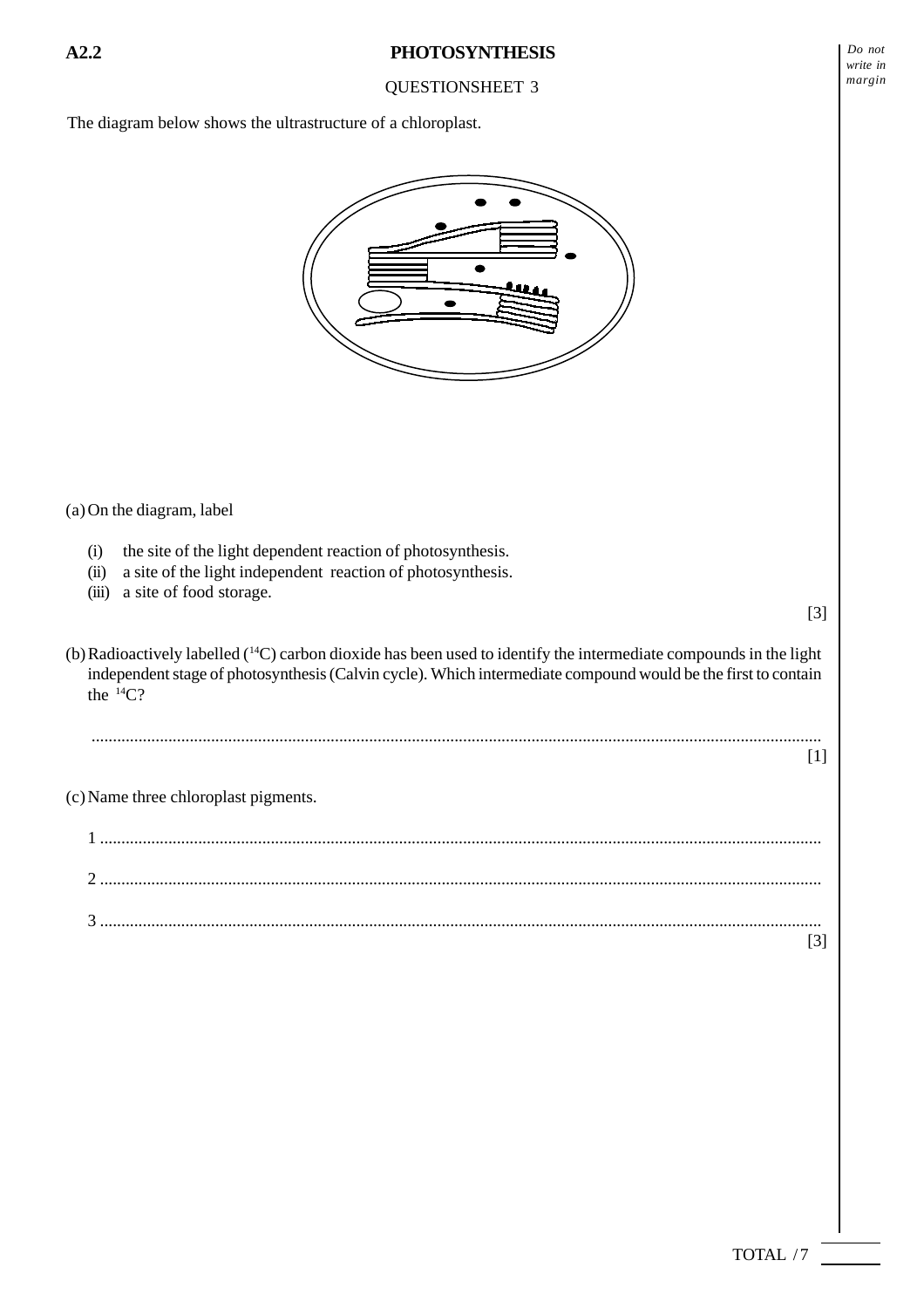**A2.2** **PHOTOSYNTHESIS**

QUESTIONSHEET 3

The diagram below shows the ultrastructure of a chloroplast.

(a) On the diagram, label

(i) the site of the light dependent reaction of photosynthesis.
(ii) a site of the light independent reaction of photosynthesis.
(iii) a site of food storage.

[3]

(b) Radioactively labelled ($^{14}C$) carbon dioxide has been used to identify the intermediate compounds in the light independent stage of photosynthesis (Calvin cycle). Which intermediate compound would be the first to contain the $^{14}C$?

.................................................................................................................................................................

[1]

(c) Name three chloroplast pigments.

1 .................................................................................................................................................................

2 .................................................................................................................................................................

3 .................................................................................................................................................................

[3]

TOTAL / 7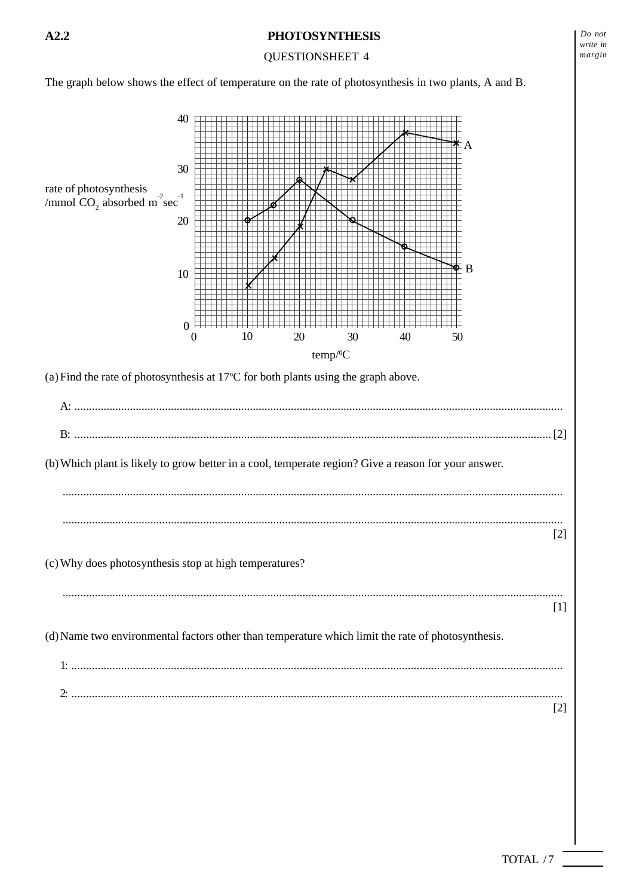**A2.2** **PHOTOSYNTHESIS**

QUESTIONSHEET 4

The graph below shows the effect of temperature on the rate of photosynthesis in two plants, A and B.

rate of photosynthesis /mmol $CO_2$ absorbed $m^{-2} sec^{-1}$

temp/$^0$C

(a) Find the rate of photosynthesis at 17°C for both plants using the graph above.

A: ..................................................................................................................................................

B: .................................................................................................................................................. [2]

(b) Which plant is likely to grow better in a cool, temperate region? Give a reason for your answer.

..................................................................................................................................................

.................................................................................................................................................. [2]

(c) Why does photosynthesis stop at high temperatures?

.................................................................................................................................................. [1]

(d) Name two environmental factors other than temperature which limit the rate of photosynthesis.

1: ..................................................................................................................................................

2: .................................................................................................................................................. [2]

TOTAL / 7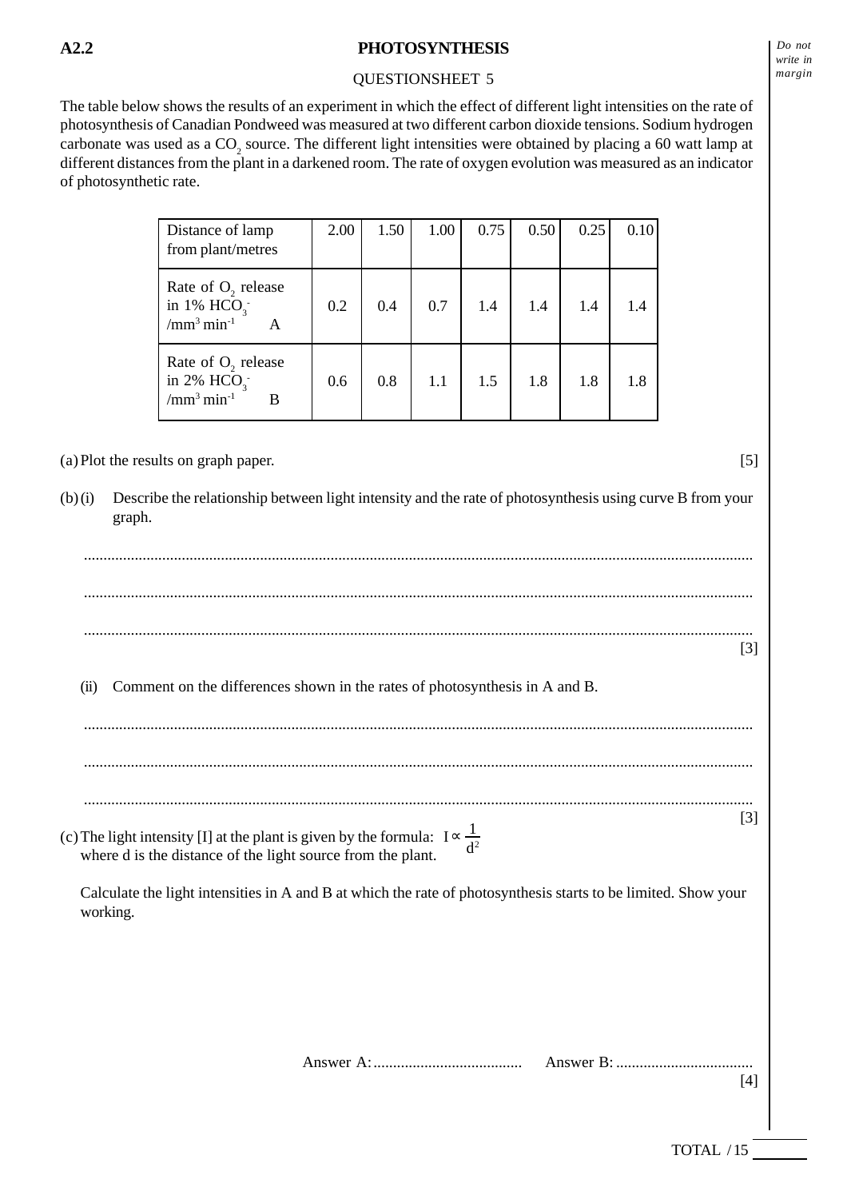**A2.2** **PHOTOSYNTHESIS**

QUESTIONSHEET 5

The table below shows the results of an experiment in which the effect of different light intensities on the rate of photosynthesis of Canadian Pondweed was measured at two different carbon dioxide tensions. Sodium hydrogen carbonate was used as a $CO_2$ source. The different light intensities were obtained by placing a 60 watt lamp at different distances from the plant in a darkened room. The rate of oxygen evolution was measured as an indicator of photosynthetic rate.

| Distance of lamp from plant/metres | 2.00 | 1.50 | 1.00 | 0.75 | 0.50 | 0.25 | 0.10 |
|---|---|---|---|---|---|---|---|
| Rate of $O_2$ release in 1% $HCO_3^-$ /$mm^3\,min^{-1}$ A | 0.2 | 0.4 | 0.7 | 1.4 | 1.4 | 1.4 | 1.4 |
| Rate of $O_2$ release in 2% $HCO_3^-$ /$mm^3\,min^{-1}$ B | 0.6 | 0.8 | 1.1 | 1.5 | 1.8 | 1.8 | 1.8 |

(a) Plot the results on graph paper. [5]

(b) (i) Describe the relationship between light intensity and the rate of photosynthesis using curve B from your graph.

.............................................................................................................................................................

.............................................................................................................................................................

............................................................................................................................................................. [3]

(ii) Comment on the differences shown in the rates of photosynthesis in A and B.

.............................................................................................................................................................

.............................................................................................................................................................

............................................................................................................................................................. [3]

(c) The light intensity [I] at the plant is given by the formula: $I \propto \frac{1}{d^2}$
where d is the distance of the light source from the plant.

Calculate the light intensities in A and B at which the rate of photosynthesis starts to be limited. Show your working.

Answer A: ...................................... Answer B: ................................... [4]

TOTAL / 15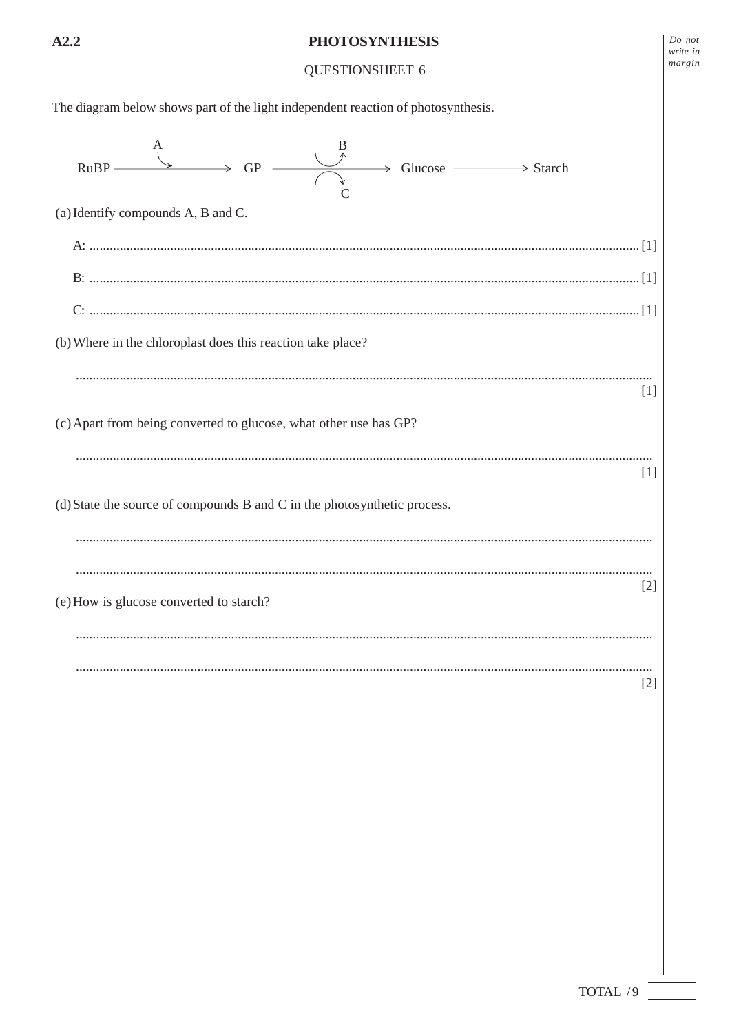# PHOTOSYNTHESIS

## QUESTIONSHEET 6

The diagram below shows part of the light independent reaction of photosynthesis.

$$\text{RuBP} \xrightarrow{A} \text{GP} \xrightarrow[C]{B} \text{Glucose} \longrightarrow \text{Starch}$$

(a) Identify compounds A, B and C.

A: .................................................................................................................................................... [1]

B: .................................................................................................................................................... [1]

C: .................................................................................................................................................... [1]

(b) Where in the chloroplast does this reaction take place?

.......................................................................................................................................................... [1]

(c) Apart from being converted to glucose, what other use has GP?

.......................................................................................................................................................... [1]

(d) State the source of compounds B and C in the photosynthetic process.

..........................................................................................................................................................

.......................................................................................................................................................... [2]

(e) How is glucose converted to starch?

..........................................................................................................................................................

.......................................................................................................................................................... [2]

TOTAL / 9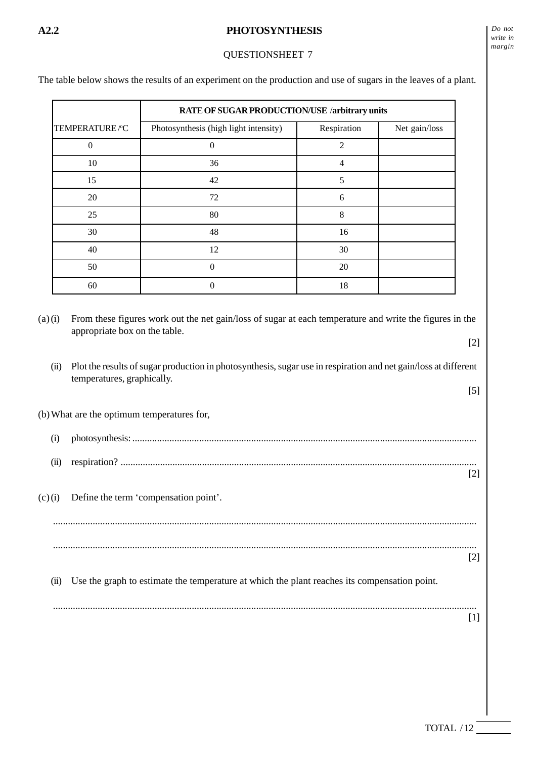## A2.2 PHOTOSYNTHESIS

QUESTIONSHEET 7

The table below shows the results of an experiment on the production and use of sugars in the leaves of a plant.

| | RATE OF SUGAR PRODUCTION/USE /arbitrary units | | |
|---|---|---|---|
| TEMPERATURE /°C | Photosynthesis (high light intensity) | Respiration | Net gain/loss |
| 0 | 0 | 2 | |
| 10 | 36 | 4 | |
| 15 | 42 | 5 | |
| 20 | 72 | 6 | |
| 25 | 80 | 8 | |
| 30 | 48 | 16 | |
| 40 | 12 | 30 | |
| 50 | 0 | 20 | |
| 60 | 0 | 18 | |

(a) (i) From these figures work out the net gain/loss of sugar at each temperature and write the figures in the appropriate box on the table.

[2]

(ii) Plot the results of sugar production in photosynthesis, sugar use in respiration and net gain/loss at different temperatures, graphically.

[5]

(b) What are the optimum temperatures for,

(i) photosynthesis: ..........................................................................................................................

(ii) respiration? ..............................................................................................................................

[2]

(c) (i) Define the term 'compensation point'.

.......................................................................................................................................................

.......................................................................................................................................................

[2]

(ii) Use the graph to estimate the temperature at which the plant reaches its compensation point.

.......................................................................................................................................................

[1]

TOTAL / 12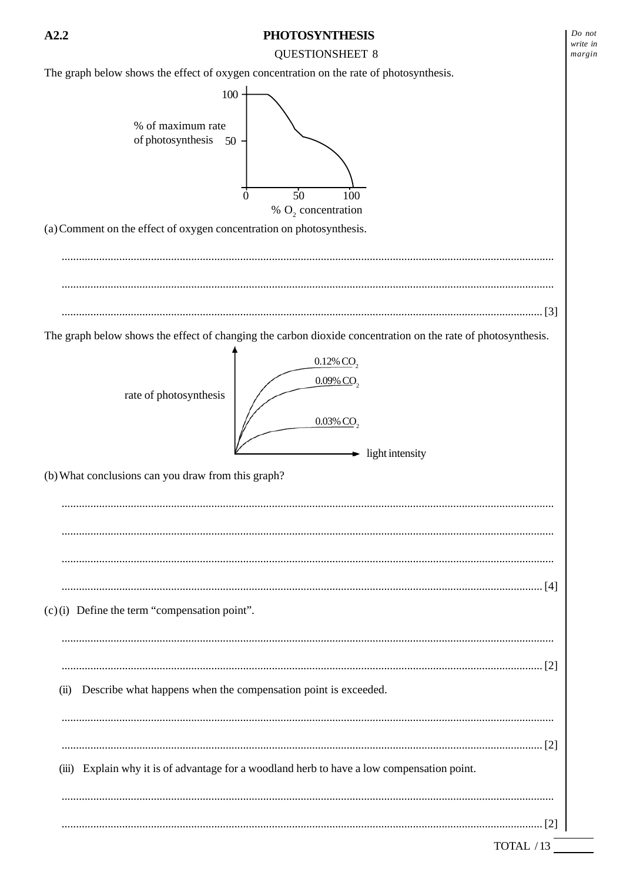# A2.2 PHOTOSYNTHESIS

QUESTIONSHEET 8

The graph below shows the effect of oxygen concentration on the rate of photosynthesis.

(a) Comment on the effect of oxygen concentration on photosynthesis.

.......................................................................................................................................................

.......................................................................................................................................................

....................................................................................................................................................... [3]

The graph below shows the effect of changing the carbon dioxide concentration on the rate of photosynthesis.

(b) What conclusions can you draw from this graph?

.......................................................................................................................................................

.......................................................................................................................................................

.......................................................................................................................................................

....................................................................................................................................................... [4]

(c) (i) Define the term "compensation point".

.......................................................................................................................................................

....................................................................................................................................................... [2]

(ii) Describe what happens when the compensation point is exceeded.

.......................................................................................................................................................

....................................................................................................................................................... [2]

(iii) Explain why it is of advantage for a woodland herb to have a low compensation point.

.......................................................................................................................................................

....................................................................................................................................................... [2]

TOTAL / 13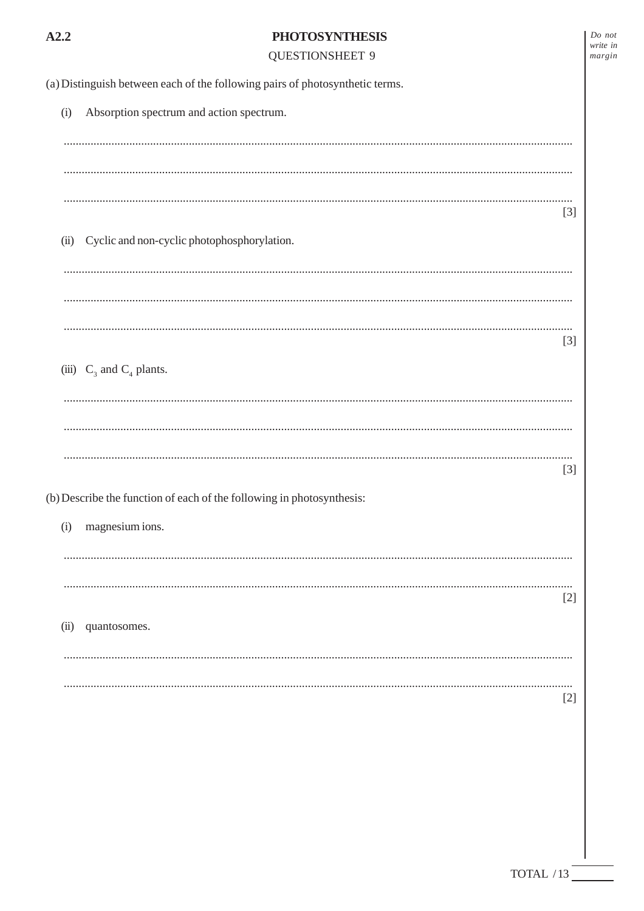# PHOTOSYNTHESIS

## QUESTIONSHEET 9

(a) Distinguish between each of the following pairs of photosynthetic terms.

(i) Absorption spectrum and action spectrum.

...........................................................................................................................................................

...........................................................................................................................................................

...........................................................................................................................................................
[3]

(ii) Cyclic and non-cyclic photophosphorylation.

...........................................................................................................................................................

...........................................................................................................................................................

...........................................................................................................................................................
[3]

(iii) $C_3$ and $C_4$ plants.

...........................................................................................................................................................

...........................................................................................................................................................

...........................................................................................................................................................
[3]

(b) Describe the function of each of the following in photosynthesis:

(i) magnesium ions.

...........................................................................................................................................................

...........................................................................................................................................................
[2]

(ii) quantosomes.

...........................................................................................................................................................

...........................................................................................................................................................
[2]

TOTAL / 13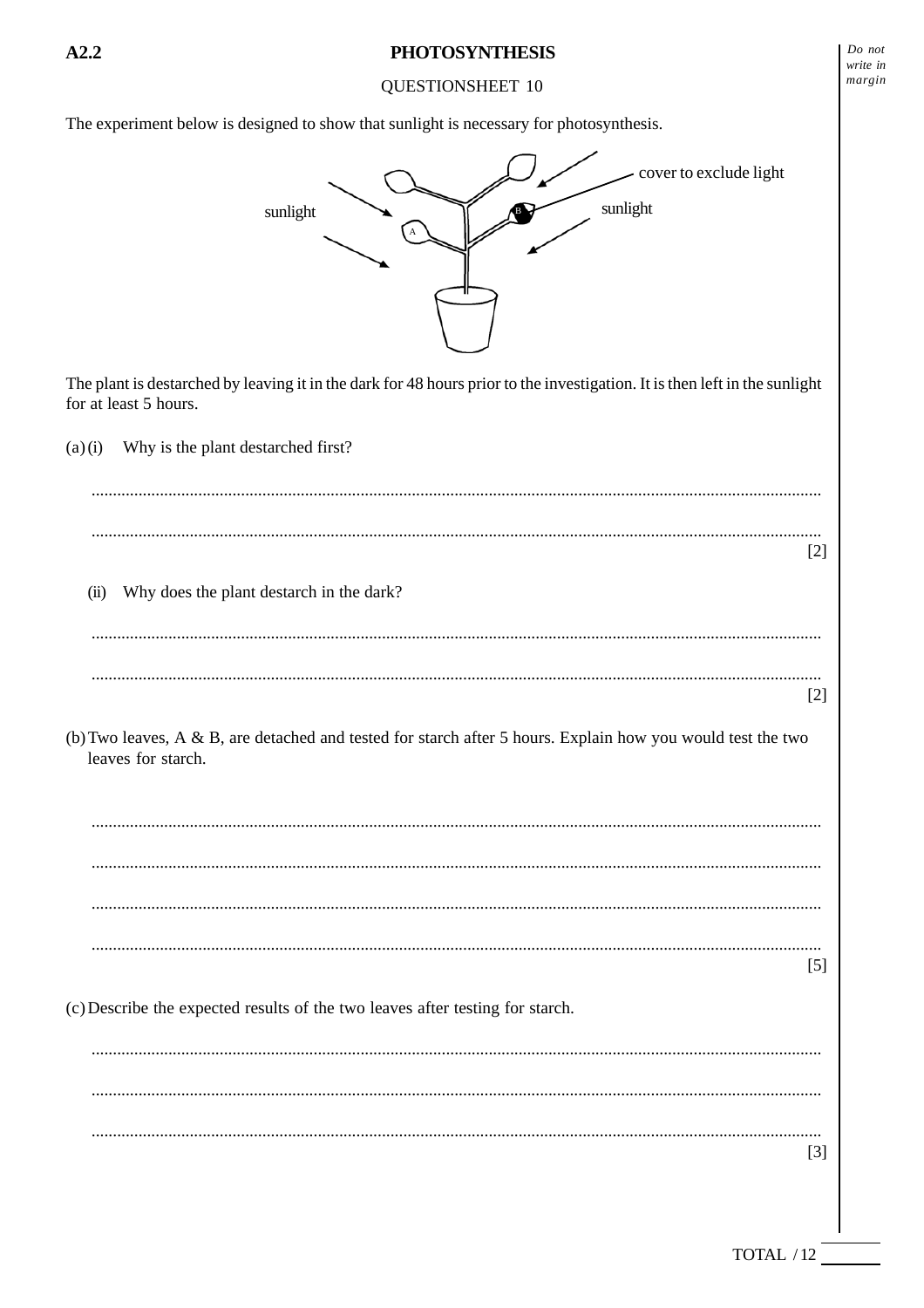## A2.2 PHOTOSYNTHESIS

QUESTIONSHEET 10

The experiment below is designed to show that sunlight is necessary for photosynthesis.

sunlight

cover to exclude light

sunlight

A

B

The plant is destarched by leaving it in the dark for 48 hours prior to the investigation. It is then left in the sunlight for at least 5 hours.

(a) (i) Why is the plant destarched first?

........................................................................................................................................................

........................................................................................................................................................ [2]

(ii) Why does the plant destarch in the dark?

........................................................................................................................................................

........................................................................................................................................................ [2]

(b) Two leaves, A & B, are detached and tested for starch after 5 hours. Explain how you would test the two leaves for starch.

........................................................................................................................................................

........................................................................................................................................................

........................................................................................................................................................

........................................................................................................................................................ [5]

(c) Describe the expected results of the two leaves after testing for starch.

........................................................................................................................................................

........................................................................................................................................................

........................................................................................................................................................ [3]

TOTAL / 12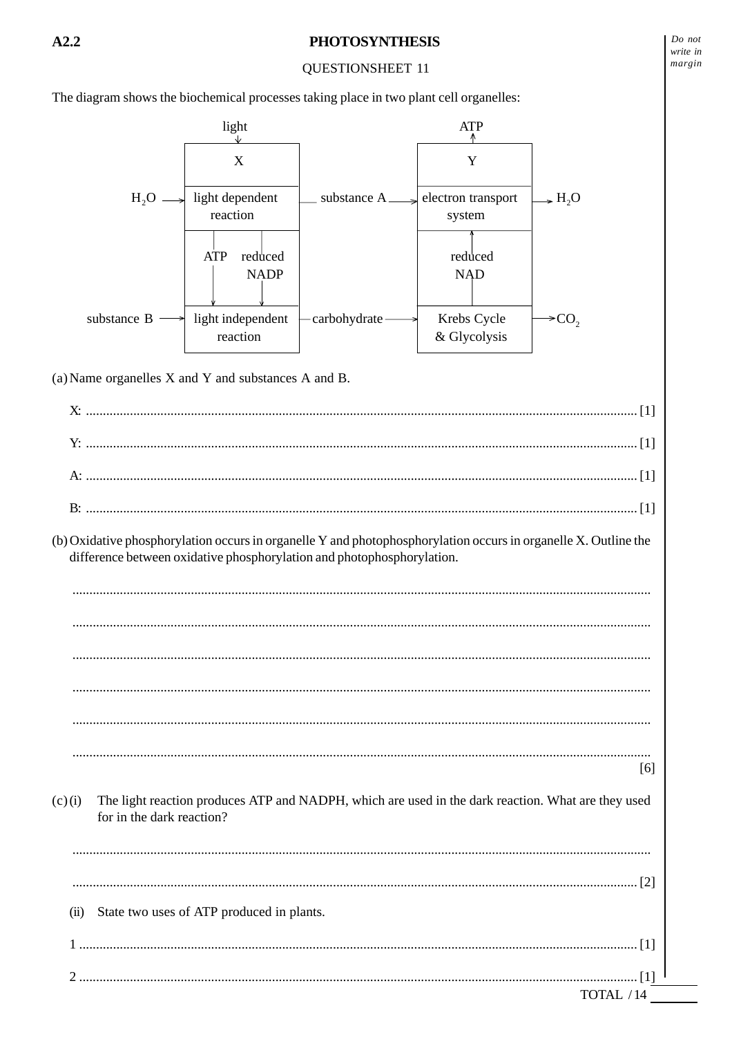A2.2

# PHOTOSYNTHESIS

QUESTIONSHEET 11

The diagram shows the biochemical processes taking place in two plant cell organelles:

| | | X | | Y | |
|---|---|---|---|---|---|
| | light → | | | | → ATP |
| $H_2O$ → | | light dependent reaction | substance A → | electron transport system | → $H_2O$ |
| | | ATP ↓ reduced NADP ↓ | | reduced NAD ↑ | |
| substance B → | | light independent reaction | carbohydrate → | Krebs Cycle & Glycolysis | → $CO_2$ |

(a) Name organelles X and Y and substances A and B.

X: .................................................................................................................................................... [1]

Y: .................................................................................................................................................... [1]

A: .................................................................................................................................................... [1]

B: .................................................................................................................................................... [1]

(b) Oxidative phosphorylation occurs in organelle Y and photophosphorylation occurs in organelle X. Outline the difference between oxidative phosphorylation and photophosphorylation.

..........................................................................................................................................................

..........................................................................................................................................................

..........................................................................................................................................................

..........................................................................................................................................................

..........................................................................................................................................................

..........................................................................................................................................................

[6]

(c) (i) The light reaction produces ATP and NADPH, which are used in the dark reaction. What are they used for in the dark reaction?

..........................................................................................................................................................

.................................................................................................................................................... [2]

(ii) State two uses of ATP produced in plants.

1 .................................................................................................................................................... [1]

2 .................................................................................................................................................... [1]

TOTAL / 14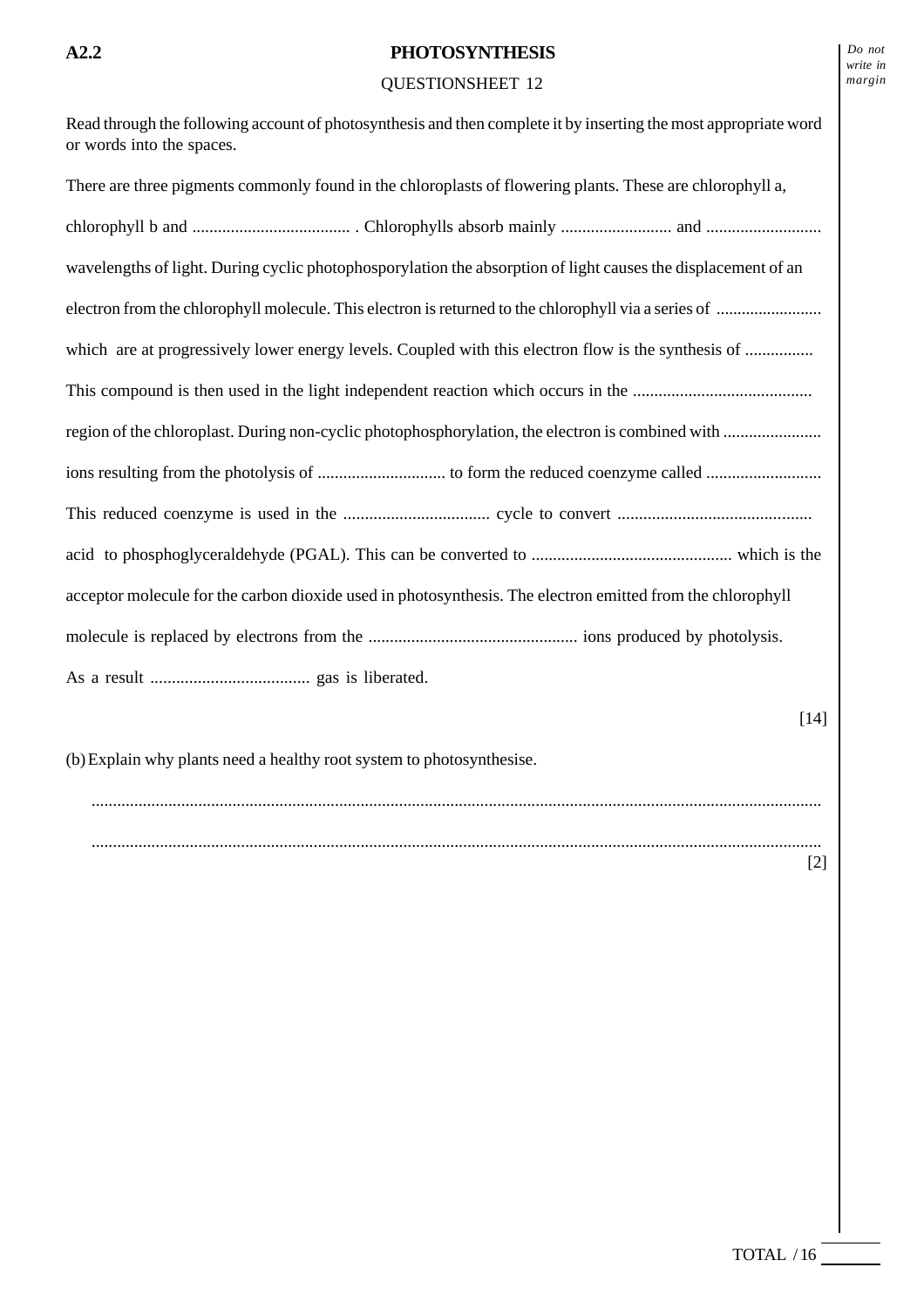**A2.2** **PHOTOSYNTHESIS**

QUESTIONSHEET 12

Read through the following account of photosynthesis and then complete it by inserting the most appropriate word or words into the spaces.

There are three pigments commonly found in the chloroplasts of flowering plants. These are chlorophyll a, chlorophyll b and ..................................... . Chlorophylls absorb mainly .......................... and ........................... wavelengths of light. During cyclic photophosporylation the absorption of light causes the displacement of an electron from the chlorophyll molecule. This electron is returned to the chlorophyll via a series of ......................... which are at progressively lower energy levels. Coupled with this electron flow is the synthesis of ................ This compound is then used in the light independent reaction which occurs in the .......................................... region of the chloroplast. During non-cyclic photophosphorylation, the electron is combined with ....................... ions resulting from the photolysis of .............................. to form the reduced coenzyme called ........................... This reduced coenzyme is used in the .................................. cycle to convert ............................................. acid to phosphoglyceraldehyde (PGAL). This can be converted to ............................................... which is the acceptor molecule for the carbon dioxide used in photosynthesis. The electron emitted from the chlorophyll molecule is replaced by electrons from the ................................................ ions produced by photolysis. As a result ..................................... gas is liberated.

[14]

(b) Explain why plants need a healthy root system to photosynthesise.

.......................................................................................................................................................

.......................................................................................................................................................

[2]

TOTAL / 16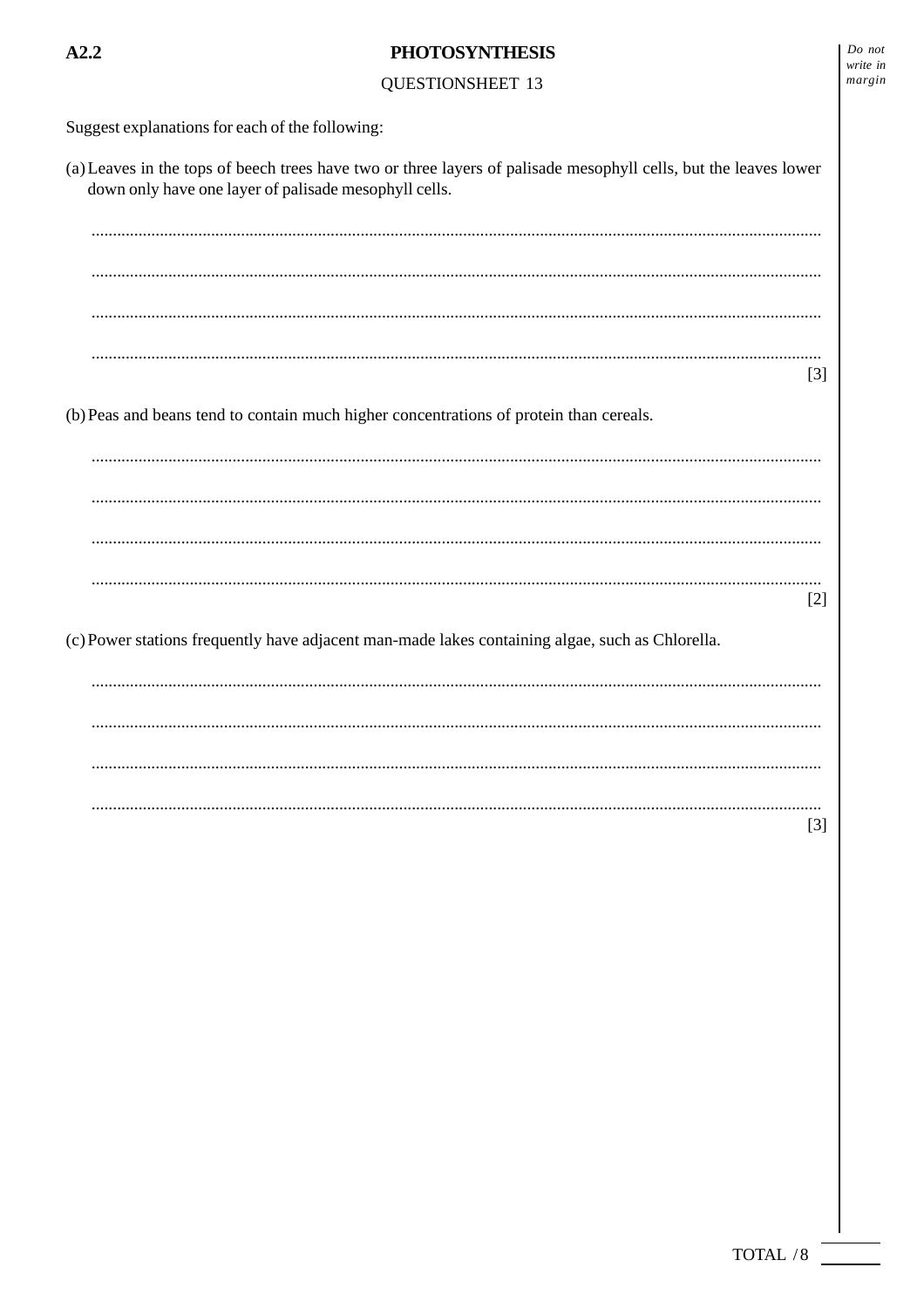# PHOTOSYNTHESIS

## QUESTIONSHEET 13

Suggest explanations for each of the following:

(a) Leaves in the tops of beech trees have two or three layers of palisade mesophyll cells, but the leaves lower down only have one layer of palisade mesophyll cells.

..............................................................................................................................................................

..............................................................................................................................................................

..............................................................................................................................................................

.............................................................................................................................................................. [3]

(b) Peas and beans tend to contain much higher concentrations of protein than cereals.

..............................................................................................................................................................

..............................................................................................................................................................

..............................................................................................................................................................

.............................................................................................................................................................. [2]

(c) Power stations frequently have adjacent man-made lakes containing algae, such as Chlorella.

..............................................................................................................................................................

..............................................................................................................................................................

..............................................................................................................................................................

.............................................................................................................................................................. [3]

TOTAL / 8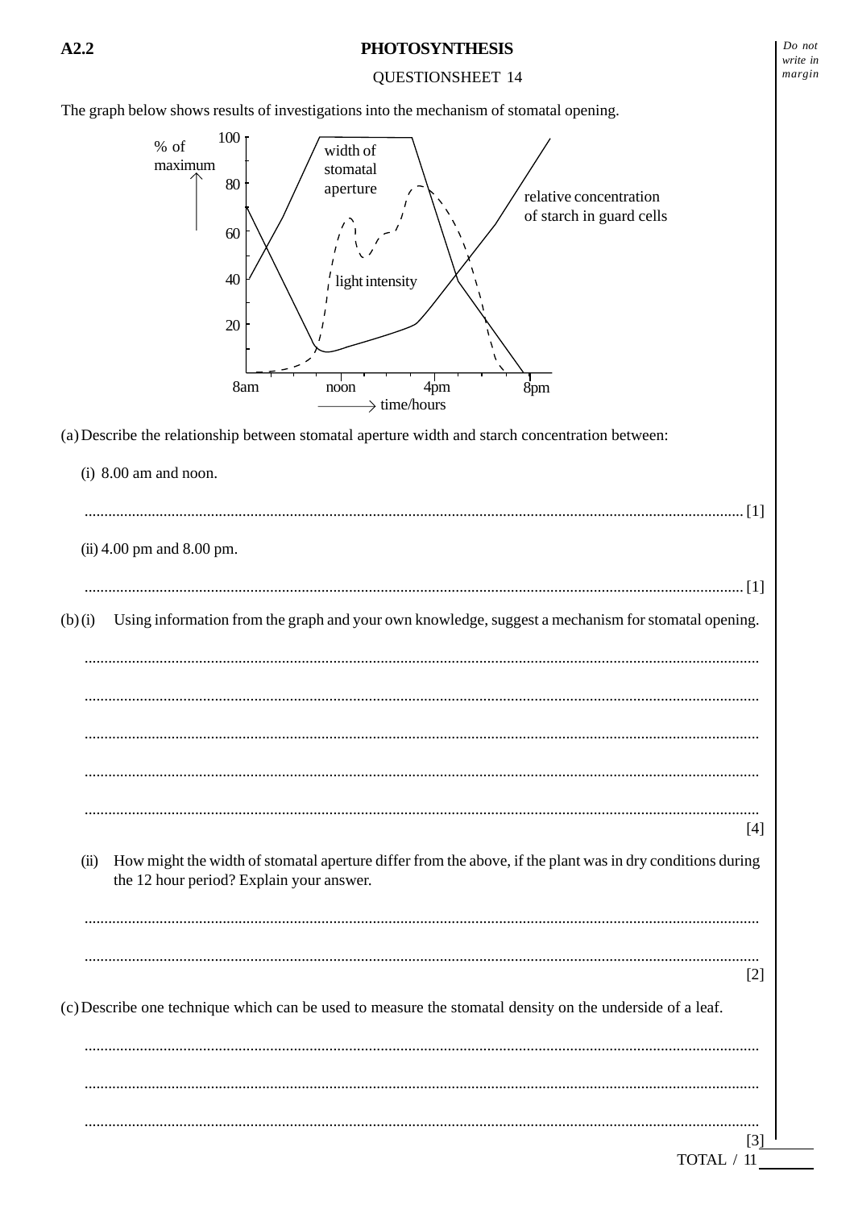**A2.2** **PHOTOSYNTHESIS**

QUESTIONSHEET 14

The graph below shows results of investigations into the mechanism of stomatal opening.

(a) Describe the relationship between stomatal aperture width and starch concentration between:

(i) 8.00 am and noon.

...................................................................................................................................................... [1]

(ii) 4.00 pm and 8.00 pm.

...................................................................................................................................................... [1]

(b) (i) Using information from the graph and your own knowledge, suggest a mechanism for stomatal opening.

......................................................................................................................................................

......................................................................................................................................................

......................................................................................................................................................

......................................................................................................................................................

......................................................................................................................................................

[4]

(ii) How might the width of stomatal aperture differ from the above, if the plant was in dry conditions during the 12 hour period? Explain your answer.

......................................................................................................................................................

......................................................................................................................................................

[2]

(c) Describe one technique which can be used to measure the stomatal density on the underside of a leaf.

......................................................................................................................................................

......................................................................................................................................................

......................................................................................................................................................

[3]

TOTAL / 11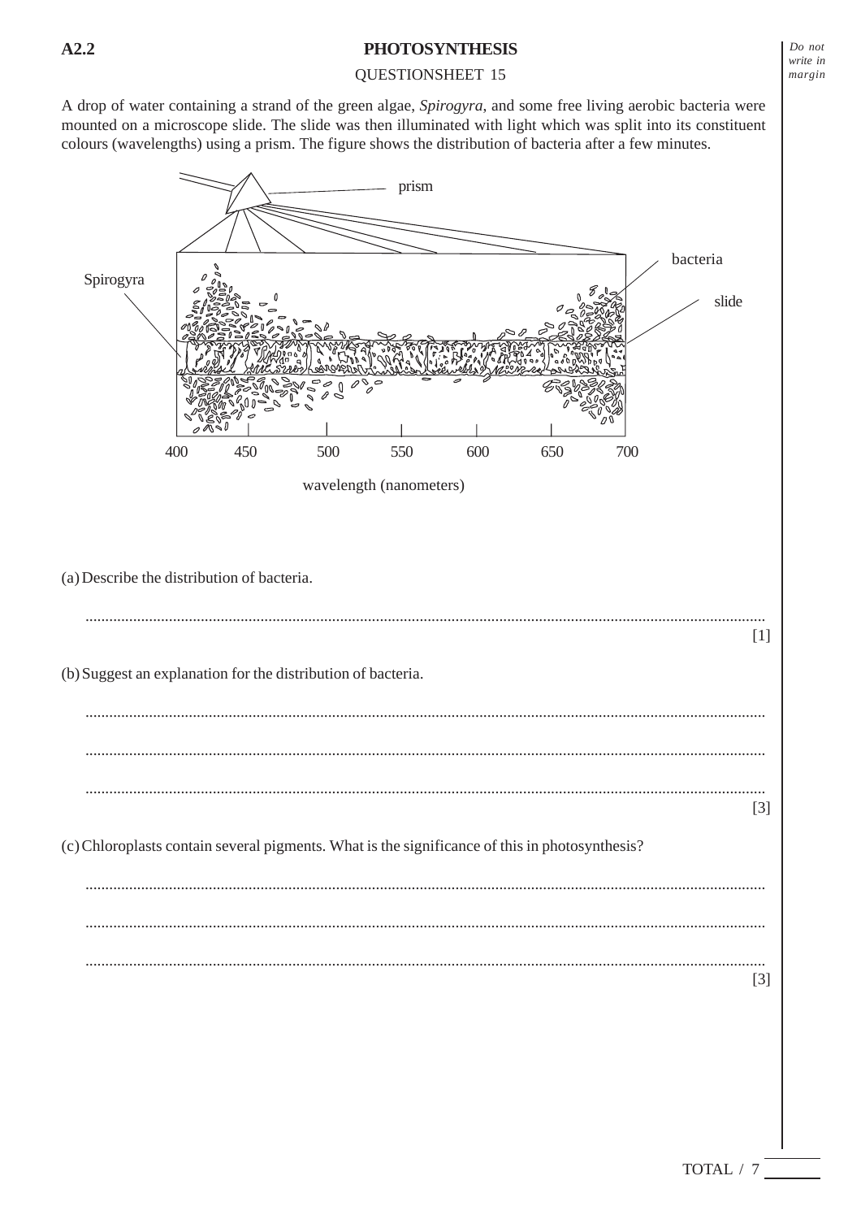A2.2

# PHOTOSYNTHESIS

QUESTIONSHEET 15

A drop of water containing a strand of the green algae, *Spirogyra*, and some free living aerobic bacteria were mounted on a microscope slide. The slide was then illuminated with light which was split into its constituent colours (wavelengths) using a prism. The figure shows the distribution of bacteria after a few minutes.

prism

bacteria

Spirogyra

slide

400 450 500 550 600 650 700

wavelength (nanometers)

(a) Describe the distribution of bacteria.

.......................................................................................................................................................... [1]

(b) Suggest an explanation for the distribution of bacteria.

..........................................................................................................................................................

..........................................................................................................................................................

.......................................................................................................................................................... [3]

(c) Chloroplasts contain several pigments. What is the significance of this in photosynthesis?

..........................................................................................................................................................

..........................................................................................................................................................

.......................................................................................................................................................... [3]

TOTAL / 7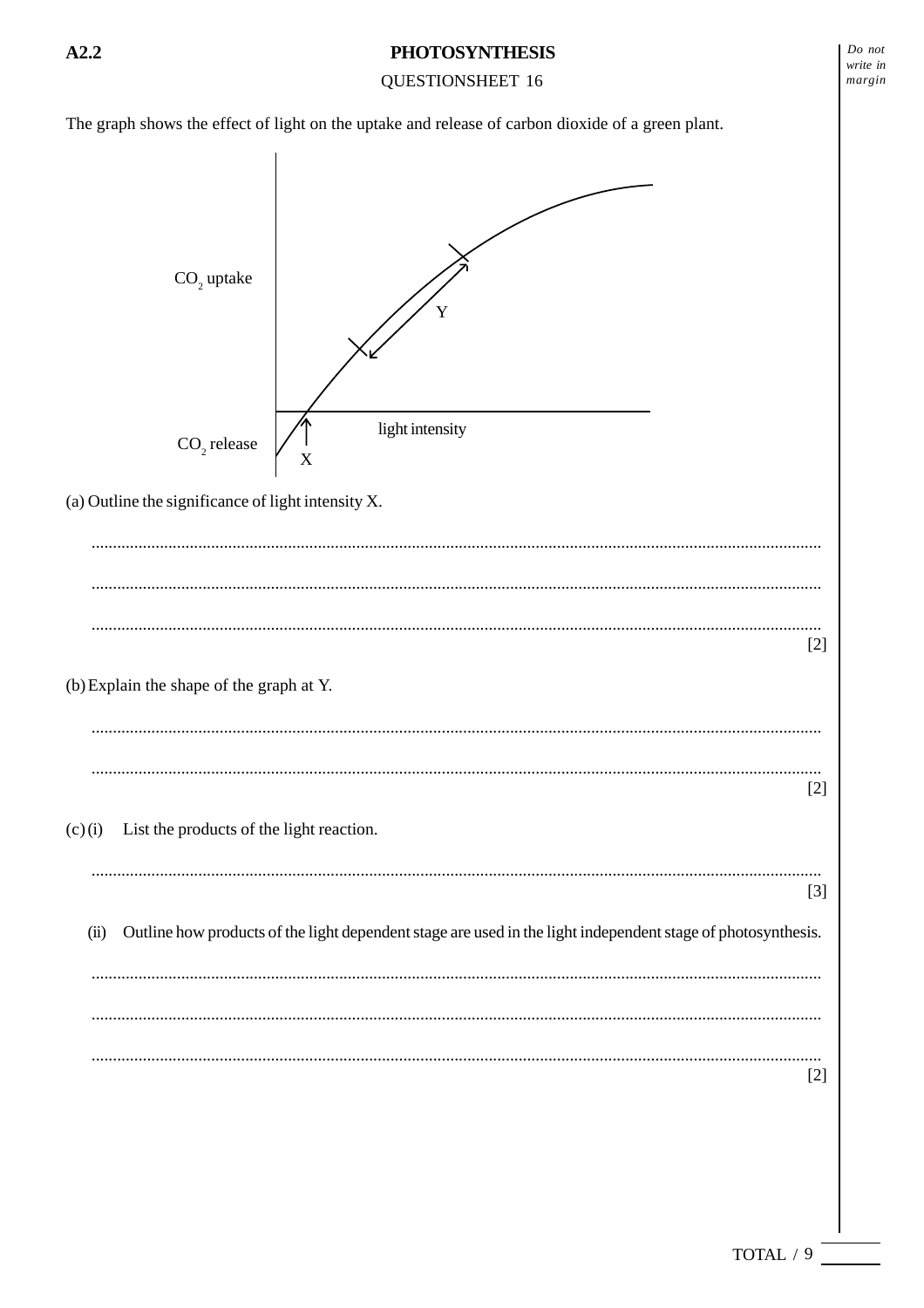A2.2

# PHOTOSYNTHESIS

QUESTIONSHEET 16

The graph shows the effect of light on the uptake and release of carbon dioxide of a green plant.

$CO_2$ uptake

Y

$CO_2$ release

light intensity

X

(a) Outline the significance of light intensity X.

..........................................................................................................................................................

..........................................................................................................................................................

..........................................................................................................................................................

[2]

(b) Explain the shape of the graph at Y.

..........................................................................................................................................................

..........................................................................................................................................................

[2]

(c) (i) List the products of the light reaction.

..........................................................................................................................................................

[3]

(ii) Outline how products of the light dependent stage are used in the light independent stage of photosynthesis.

..........................................................................................................................................................

..........................................................................................................................................................

..........................................................................................................................................................

[2]

TOTAL / 9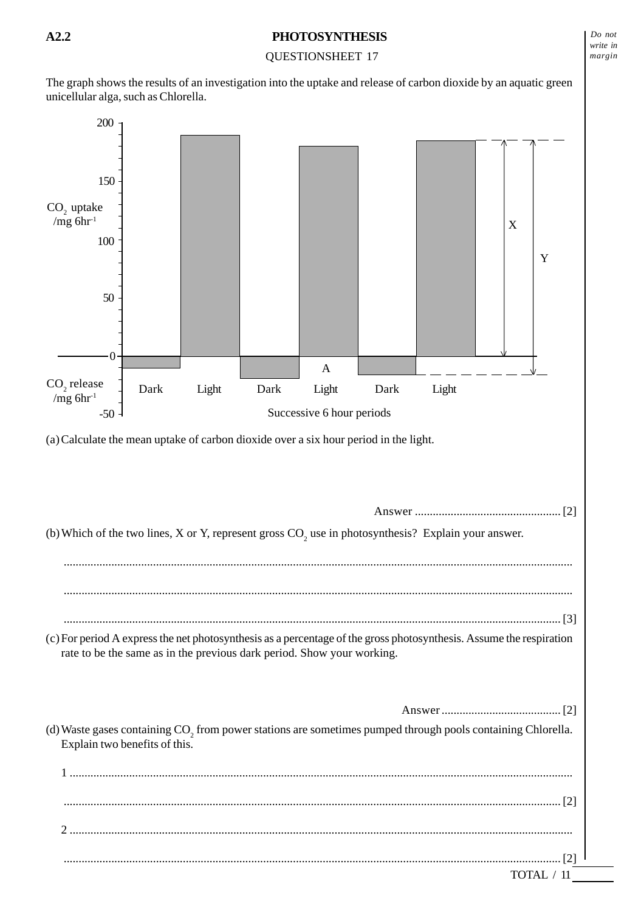# A2.2 PHOTOSYNTHESIS

QUESTIONSHEET 17

The graph shows the results of an investigation into the uptake and release of carbon dioxide by an aquatic green unicellular alga, such as Chlorella.

(a) Calculate the mean uptake of carbon dioxide over a six hour period in the light.

Answer ................................................ [2]

(b) Which of the two lines, X or Y, represent gross $CO_2$ use in photosynthesis? Explain your answer.

..........................................................................................................................................................

..........................................................................................................................................................

.......................................................................................................................................................... [3]

(c) For period A express the net photosynthesis as a percentage of the gross photosynthesis. Assume the respiration rate to be the same as in the previous dark period. Show your working.

Answer ........................................ [2]

(d) Waste gases containing $CO_2$ from power stations are sometimes pumped through pools containing Chlorella. Explain two benefits of this.

1 ..........................................................................................................................................................

.......................................................................................................................................................... [2]

2 ..........................................................................................................................................................

.......................................................................................................................................................... [2]

TOTAL / 11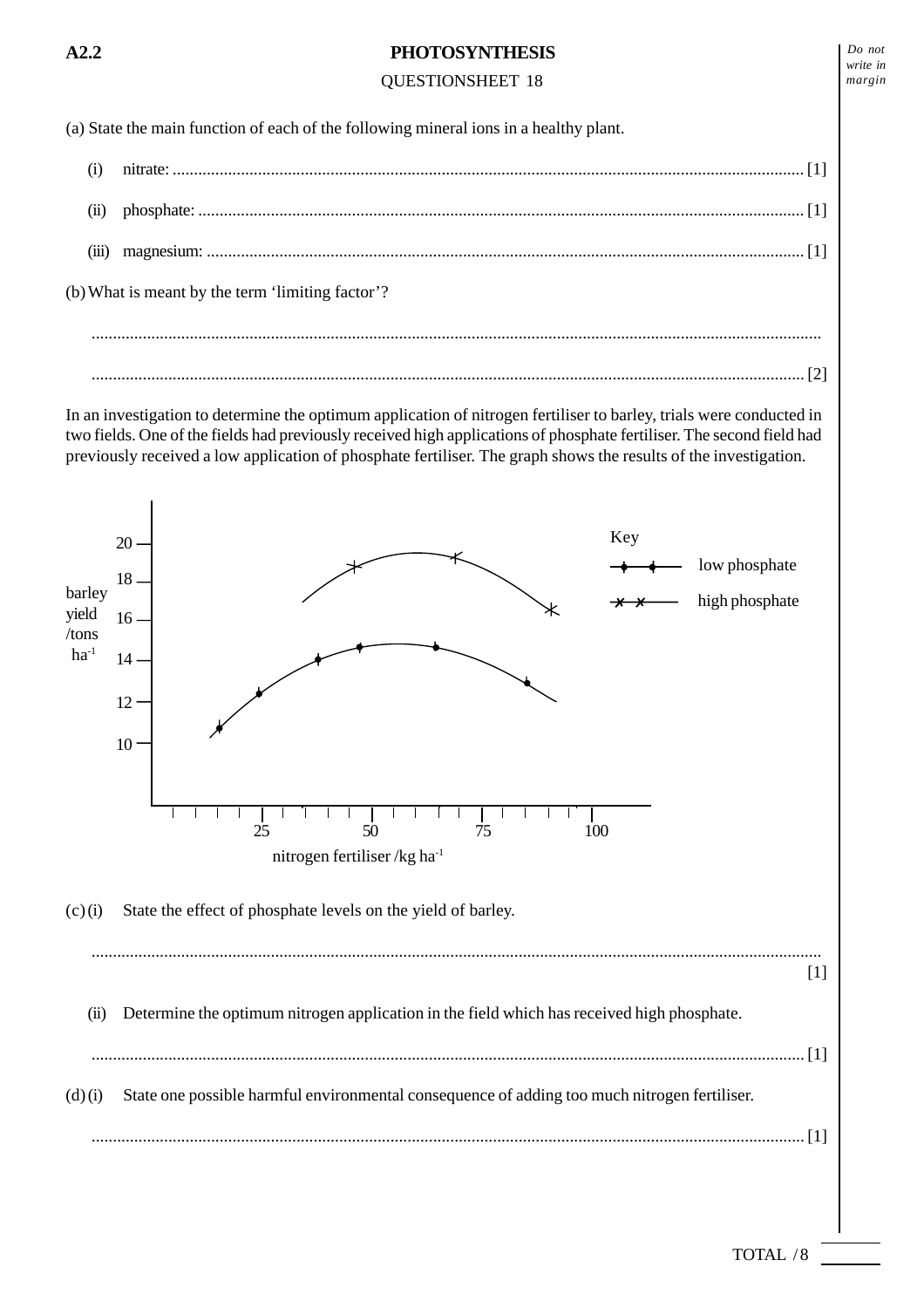**A2.2** **PHOTOSYNTHESIS**

QUESTIONSHEET 18

(a) State the main function of each of the following mineral ions in a healthy plant.

(i) nitrate: .................................................................................................................................... [1]

(ii) phosphate: .............................................................................................................................. [1]

(iii) magnesium: ............................................................................................................................ [1]

(b) What is meant by the term 'limiting factor'?

..........................................................................................................................................................

.......................................................................................................................................................... [2]

In an investigation to determine the optimum application of nitrogen fertiliser to barley, trials were conducted in two fields. One of the fields had previously received high applications of phosphate fertiliser. The second field had previously received a low application of phosphate fertiliser. The graph shows the results of the investigation.

Key: low phosphate (●); high phosphate (×)

barley yield /tons $ha^{-1}$ (y-axis: 10, 12, 14, 16, 18, 20)

nitrogen fertiliser /kg $ha^{-1}$ (x-axis: 25, 50, 75, 100)

(c) (i) State the effect of phosphate levels on the yield of barley.

..........................................................................................................................................................
[1]

(ii) Determine the optimum nitrogen application in the field which has received high phosphate.

.......................................................................................................................................................... [1]

(d) (i) State one possible harmful environmental consequence of adding too much nitrogen fertiliser.

.......................................................................................................................................................... [1]

TOTAL / 8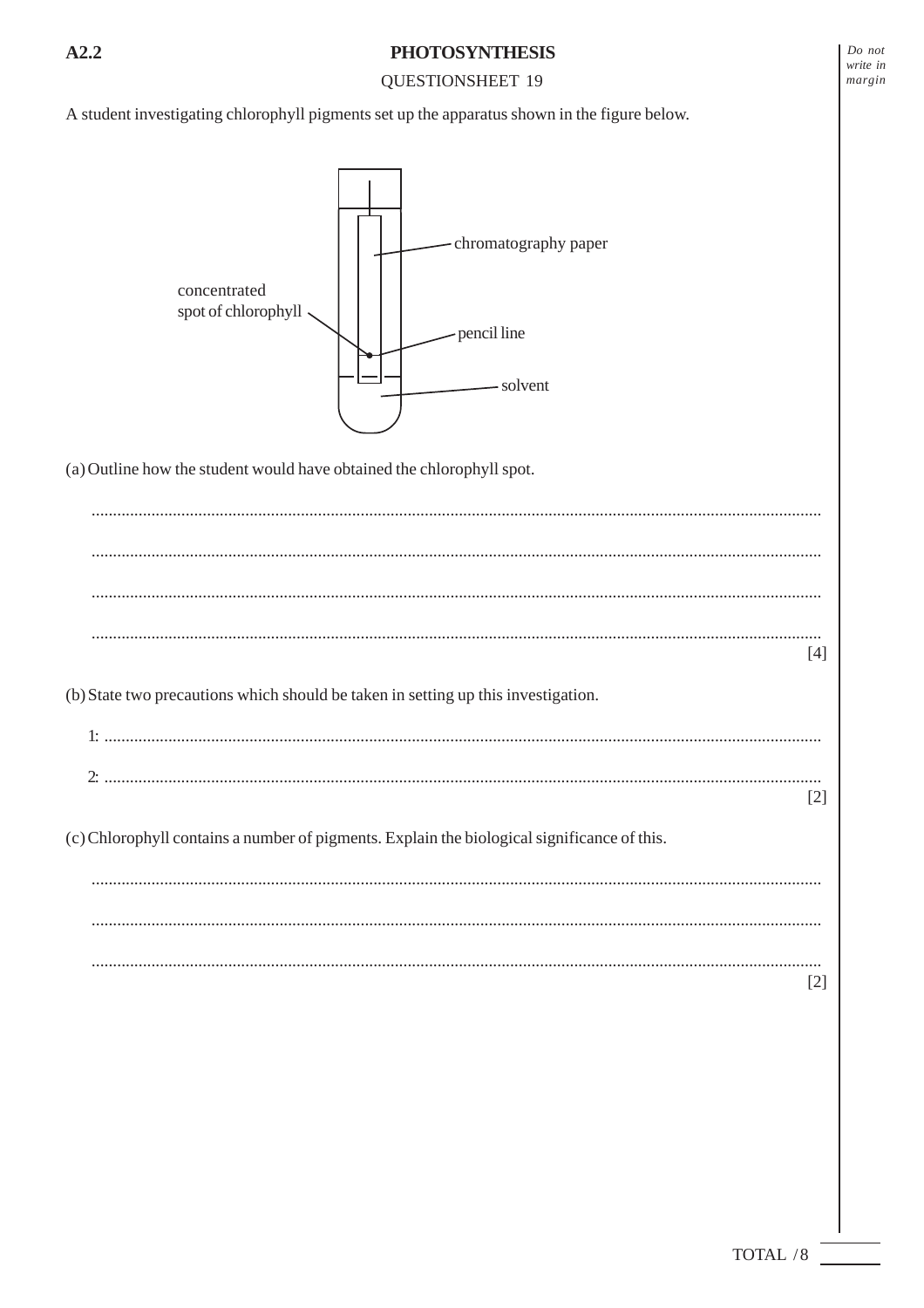**A2.2**

# PHOTOSYNTHESIS

QUESTIONSHEET 19

A student investigating chlorophyll pigments set up the apparatus shown in the figure below.

concentrated spot of chlorophyll

chromatography paper

pencil line

solvent

(a) Outline how the student would have obtained the chlorophyll spot.

.......................................................................................................................................................

.......................................................................................................................................................

.......................................................................................................................................................

....................................................................................................................................................... [4]

(b) State two precautions which should be taken in setting up this investigation.

1: .....................................................................................................................................................

2: ..................................................................................................................................................... [2]

(c) Chlorophyll contains a number of pigments. Explain the biological significance of this.

.......................................................................................................................................................

.......................................................................................................................................................

....................................................................................................................................................... [2]

TOTAL / 8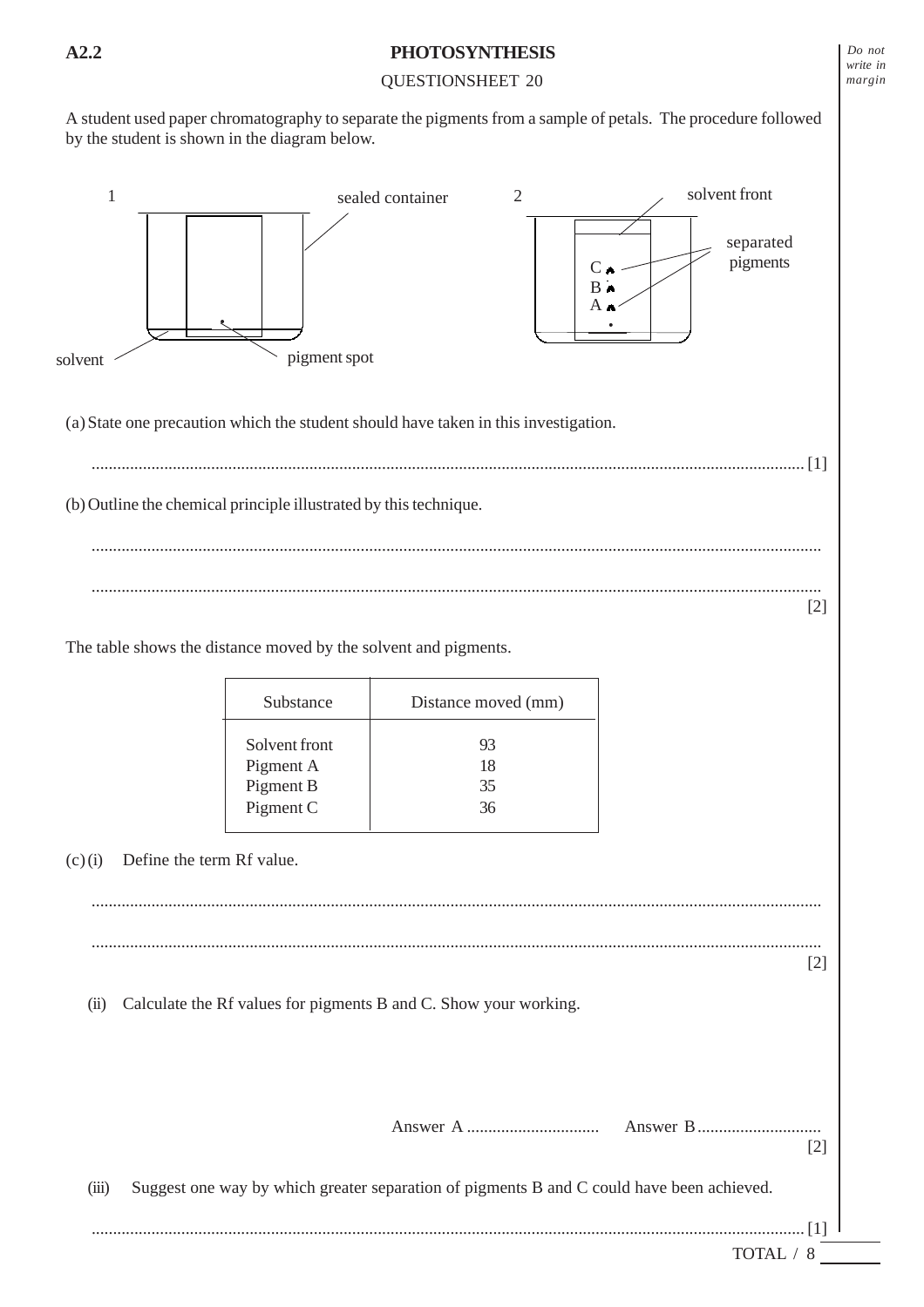**A2.2**

# PHOTOSYNTHESIS

QUESTIONSHEET 20

A student used paper chromatography to separate the pigments from a sample of petals. The procedure followed by the student is shown in the diagram below.

1
sealed container
solvent
pigment spot

2
solvent front
separated pigments
C
B
A

(a) State one precaution which the student should have taken in this investigation.

.................................................................................................................................................... [1]

(b) Outline the chemical principle illustrated by this technique.

....................................................................................................................................................

....................................................................................................................................................
[2]

The table shows the distance moved by the solvent and pigments.

| Substance | Distance moved (mm) |
|---|---|
| Solvent front | 93 |
| Pigment A | 18 |
| Pigment B | 35 |
| Pigment C | 36 |

(c) (i) Define the term Rf value.

....................................................................................................................................................

....................................................................................................................................................
[2]

(ii) Calculate the Rf values for pigments B and C. Show your working.

Answer A ............................... Answer B .............................
[2]

(iii) Suggest one way by which greater separation of pigments B and C could have been achieved.

.................................................................................................................................................... [1]

TOTAL / 8